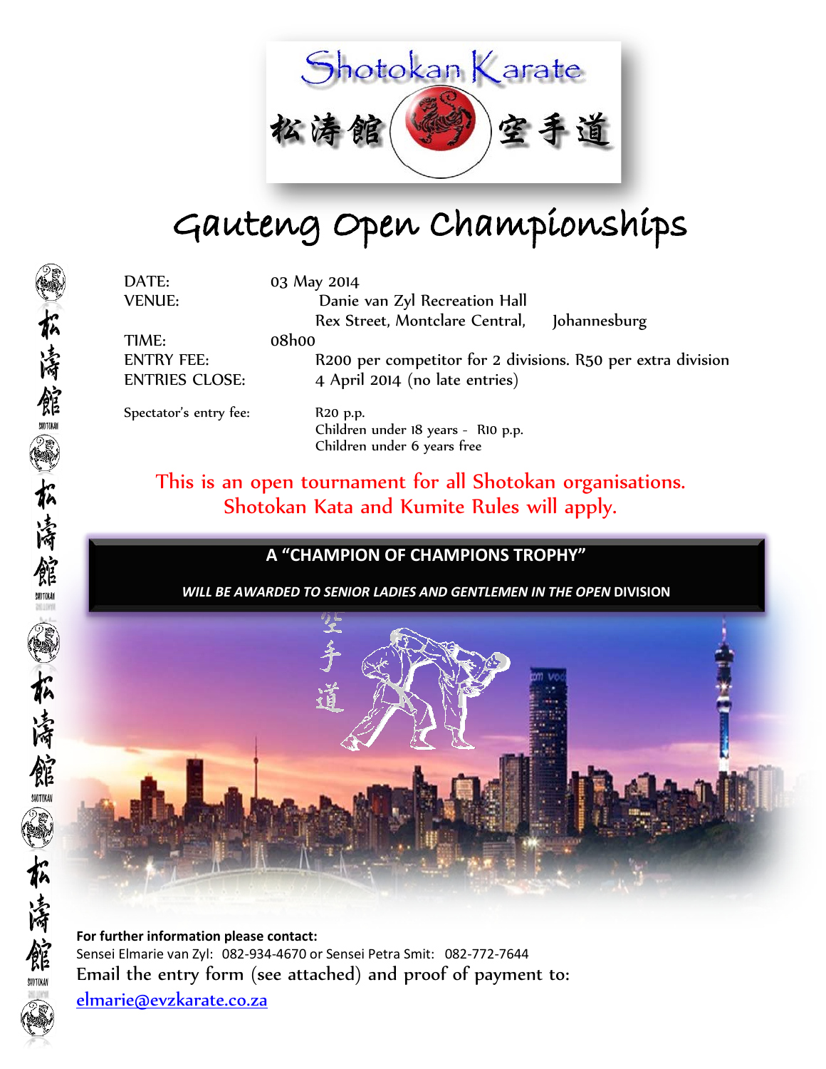Shotokan Karate

松涛館 空手道

# Gauteng Open Championships

| | |
|---|---|
| DATE: | 03 May 2014 |
| VENUE: | Danie van Zyl Recreation Hall<br>Rex Street, Montclare Central, Johannesburg |
| TIME: | 08h00 |
| ENTRY FEE: | R200 per competitor for 2 divisions. R50 per extra division |
| ENTRIES CLOSE: | 4 April 2014 (no late entries) |
| Spectator's entry fee: | R20 p.p.<br>Children under 18 years - R10 p.p.<br>Children under 6 years free |

This is an open tournament for all Shotokan organisations.
Shotokan Kata and Kumite Rules will apply.

**A "CHAMPION OF CHAMPIONS TROPHY"**

***WILL BE AWARDED TO SENIOR LADIES AND GENTLEMEN IN THE OPEN* DIVISION**

**For further information please contact:**

Sensei Elmarie van Zyl: 082-934-4670 or Sensei Petra Smit: 082-772-7644

Email the entry form (see attached) and proof of payment to:

elmarie@evzkarate.co.za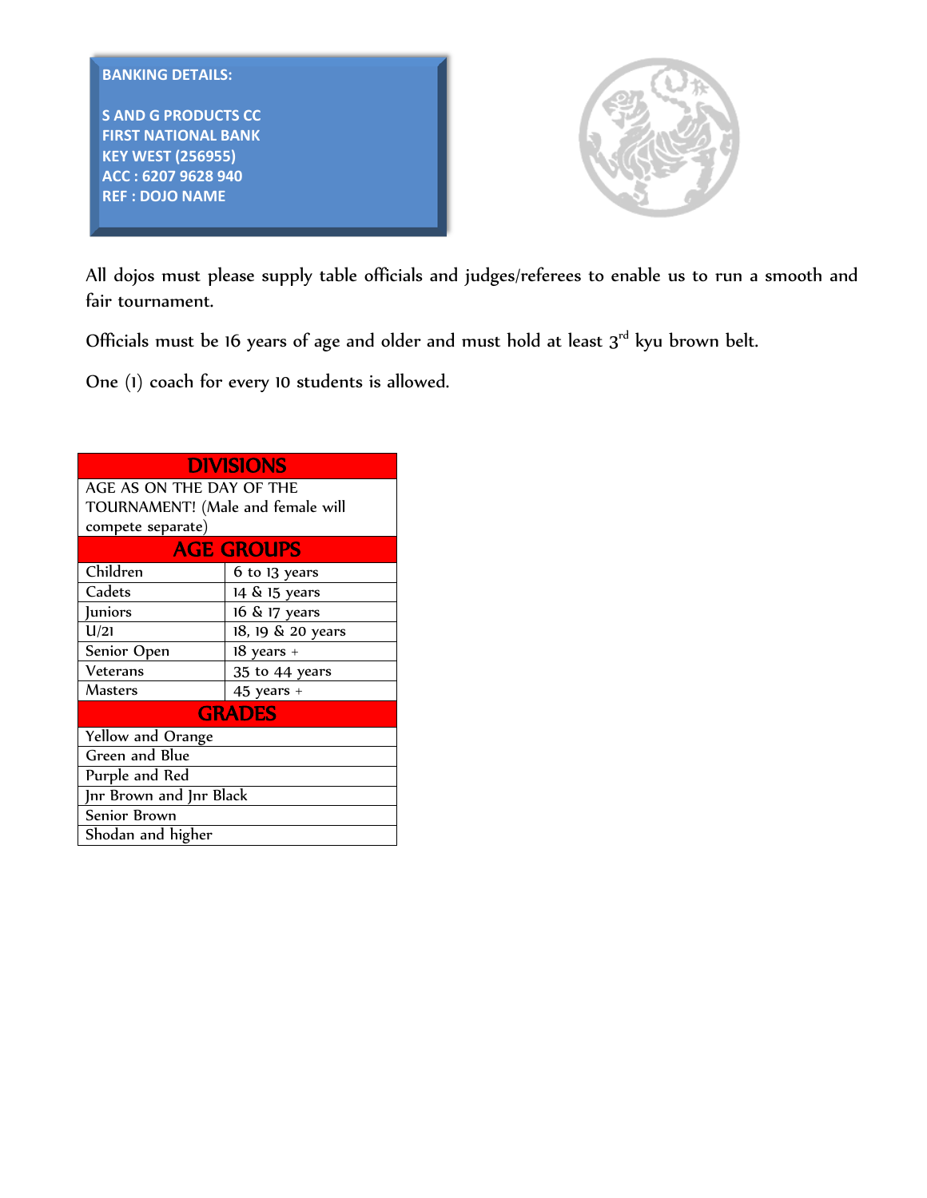**BANKING DETAILS:**

**S AND G PRODUCTS CC**
**FIRST NATIONAL BANK**
**KEY WEST (256955)**
**ACC : 6207 9628 940**
**REF : DOJO NAME**

All dojos must please supply table officials and judges/referees to enable us to run a smooth and fair tournament.

Officials must be 16 years of age and older and must hold at least 3rd kyu brown belt.

One (1) coach for every 10 students is allowed.

| DIVISIONS | |
|---|---|
| AGE AS ON THE DAY OF THE TOURNAMENT! (Male and female will compete separate) | |
| **AGE GROUPS** | |
| Children | 6 to 13 years |
| Cadets | 14 & 15 years |
| Juniors | 16 & 17 years |
| U/21 | 18, 19 & 20 years |
| Senior Open | 18 years + |
| Veterans | 35 to 44 years |
| Masters | 45 years + |
| **GRADES** | |
| Yellow and Orange | |
| Green and Blue | |
| Purple and Red | |
| Jnr Brown and Jnr Black | |
| Senior Brown | |
| Shodan and higher | |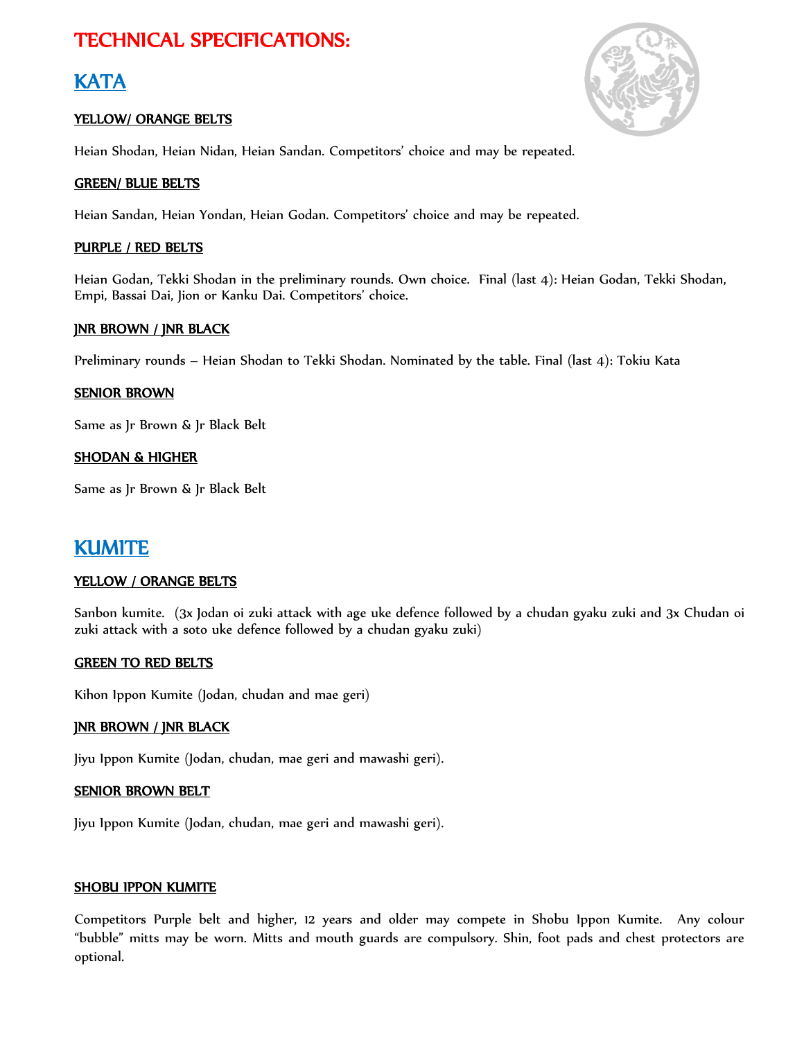# TECHNICAL SPECIFICATIONS:

## KATA

### YELLOW/ ORANGE BELTS

Heian Shodan, Heian Nidan, Heian Sandan. Competitors' choice and may be repeated.

### GREEN/ BLUE BELTS

Heian Sandan, Heian Yondan, Heian Godan. Competitors' choice and may be repeated.

### PURPLE / RED BELTS

Heian Godan, Tekki Shodan in the preliminary rounds. Own choice. Final (last 4): Heian Godan, Tekki Shodan, Empi, Bassai Dai, Jion or Kanku Dai. Competitors' choice.

### JNR BROWN / JNR BLACK

Preliminary rounds – Heian Shodan to Tekki Shodan. Nominated by the table. Final (last 4): Tokiu Kata

### SENIOR BROWN

Same as Jr Brown & Jr Black Belt

### SHODAN & HIGHER

Same as Jr Brown & Jr Black Belt

## KUMITE

### YELLOW / ORANGE BELTS

Sanbon kumite. (3x Jodan oi zuki attack with age uke defence followed by a chudan gyaku zuki and 3x Chudan oi zuki attack with a soto uke defence followed by a chudan gyaku zuki)

### GREEN TO RED BELTS

Kihon Ippon Kumite (Jodan, chudan and mae geri)

### JNR BROWN / JNR BLACK

Jiyu Ippon Kumite (Jodan, chudan, mae geri and mawashi geri).

### SENIOR BROWN BELT

Jiyu Ippon Kumite (Jodan, chudan, mae geri and mawashi geri).

### SHOBU IPPON KUMITE

Competitors Purple belt and higher, 12 years and older may compete in Shobu Ippon Kumite. Any colour "bubble" mitts may be worn. Mitts and mouth guards are compulsory. Shin, foot pads and chest protectors are optional.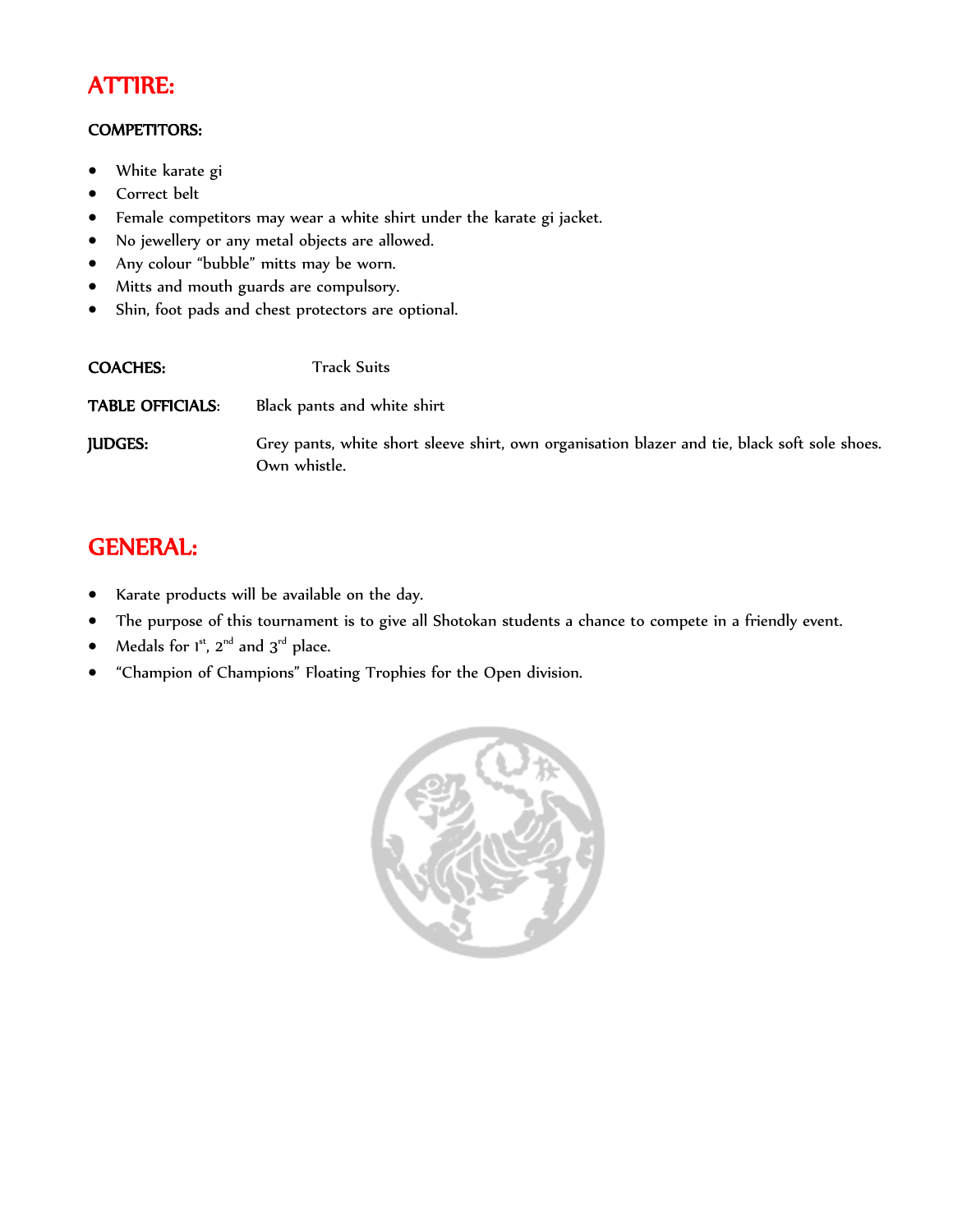# ATTIRE:

**COMPETITORS:**

- White karate gi
- Correct belt
- Female competitors may wear a white shirt under the karate gi jacket.
- No jewellery or any metal objects are allowed.
- Any colour "bubble" mitts may be worn.
- Mitts and mouth guards are compulsory.
- Shin, foot pads and chest protectors are optional.

**COACHES:** Track Suits

**TABLE OFFICIALS:** Black pants and white shirt

**JUDGES:** Grey pants, white short sleeve shirt, own organisation blazer and tie, black soft sole shoes. Own whistle.

# GENERAL:

- Karate products will be available on the day.
- The purpose of this tournament is to give all Shotokan students a chance to compete in a friendly event.
- Medals for 1st, 2nd and 3rd place.
- "Champion of Champions" Floating Trophies for the Open division.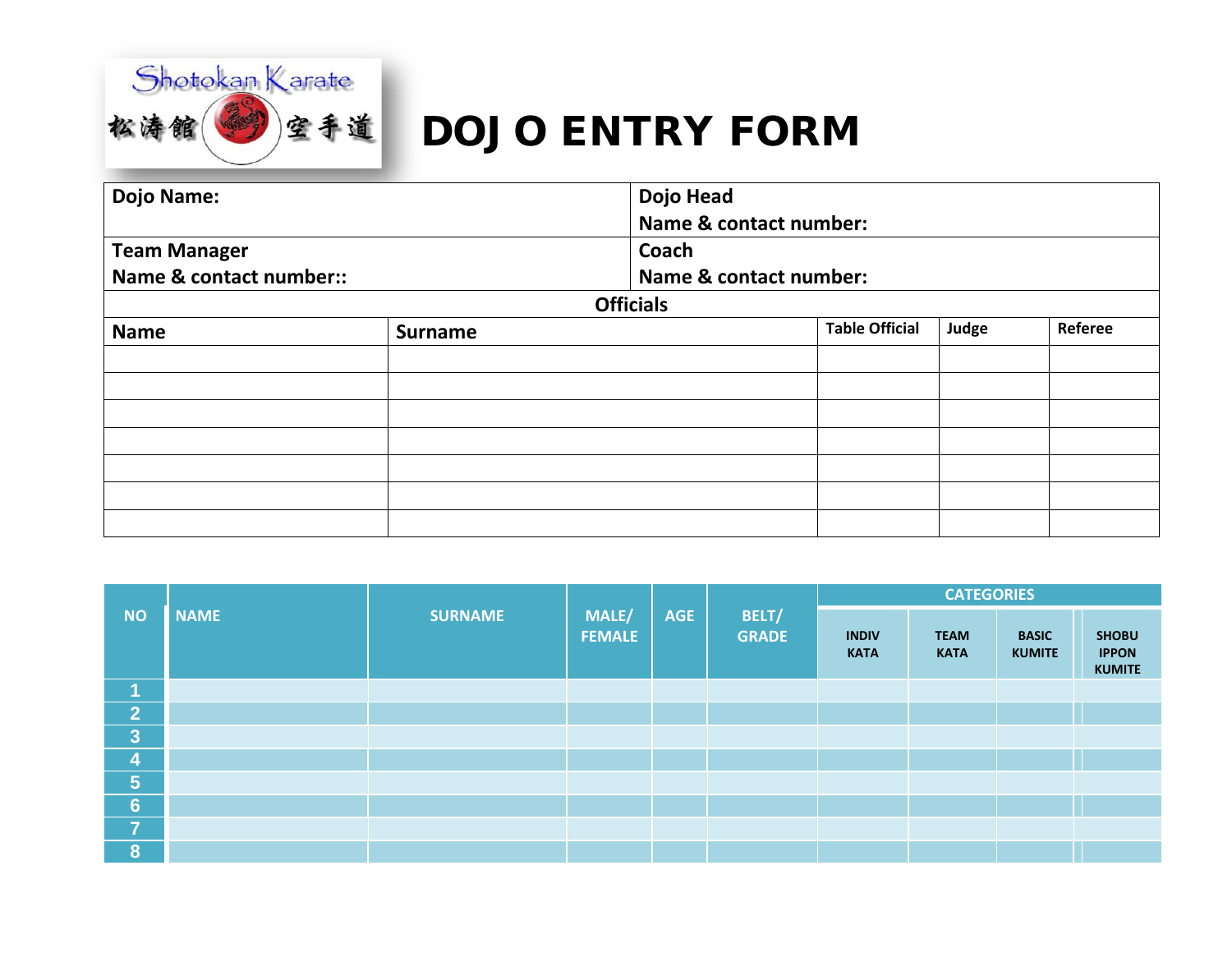# DOJ O ENTRY FORM

| Dojo Name: | Dojo Head<br>Name & contact number: |
|---|---|
| Team Manager<br>Name & contact number:: | Coach<br>Name & contact number: |

**Officials**

| Name | Surname | Table Official | Judge | Referee |
|---|---|---|---|---|
| | | | | |
| | | | | |
| | | | | |
| | | | | |
| | | | | |
| | | | | |
| | | | | |

| NO | NAME | SURNAME | MALE/ FEMALE | AGE | BELT/ GRADE | CATEGORIES | | | |
|---|---|---|---|---|---|---|---|---|---|
| | | | | | | INDIV KATA | TEAM KATA | BASIC KUMITE | SHOBU IPPON KUMITE |
| 1 | | | | | | | | | |
| 2 | | | | | | | | | |
| 3 | | | | | | | | | |
| 4 | | | | | | | | | |
| 5 | | | | | | | | | |
| 6 | | | | | | | | | |
| 7 | | | | | | | | | |
| 8 | | | | | | | | | |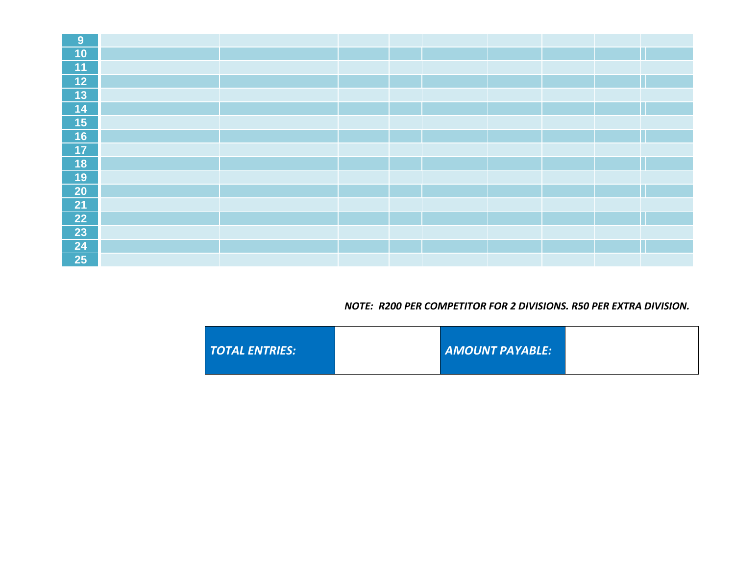| | | | | | | | | | |
|---|---|---|---|---|---|---|---|---|---|
| 9 | | | | | | | | | |
| 10 | | | | | | | | | |
| 11 | | | | | | | | | |
| 12 | | | | | | | | | |
| 13 | | | | | | | | | |
| 14 | | | | | | | | | |
| 15 | | | | | | | | | |
| 16 | | | | | | | | | |
| 17 | | | | | | | | | |
| 18 | | | | | | | | | |
| 19 | | | | | | | | | |
| 20 | | | | | | | | | |
| 21 | | | | | | | | | |
| 22 | | | | | | | | | |
| 23 | | | | | | | | | |
| 24 | | | | | | | | | |
| 25 | | | | | | | | | |

***NOTE: R200 PER COMPETITOR FOR 2 DIVISIONS. R50 PER EXTRA DIVISION.***

| ***TOTAL ENTRIES:*** | | ***AMOUNT PAYABLE:*** | |
|---|---|---|---|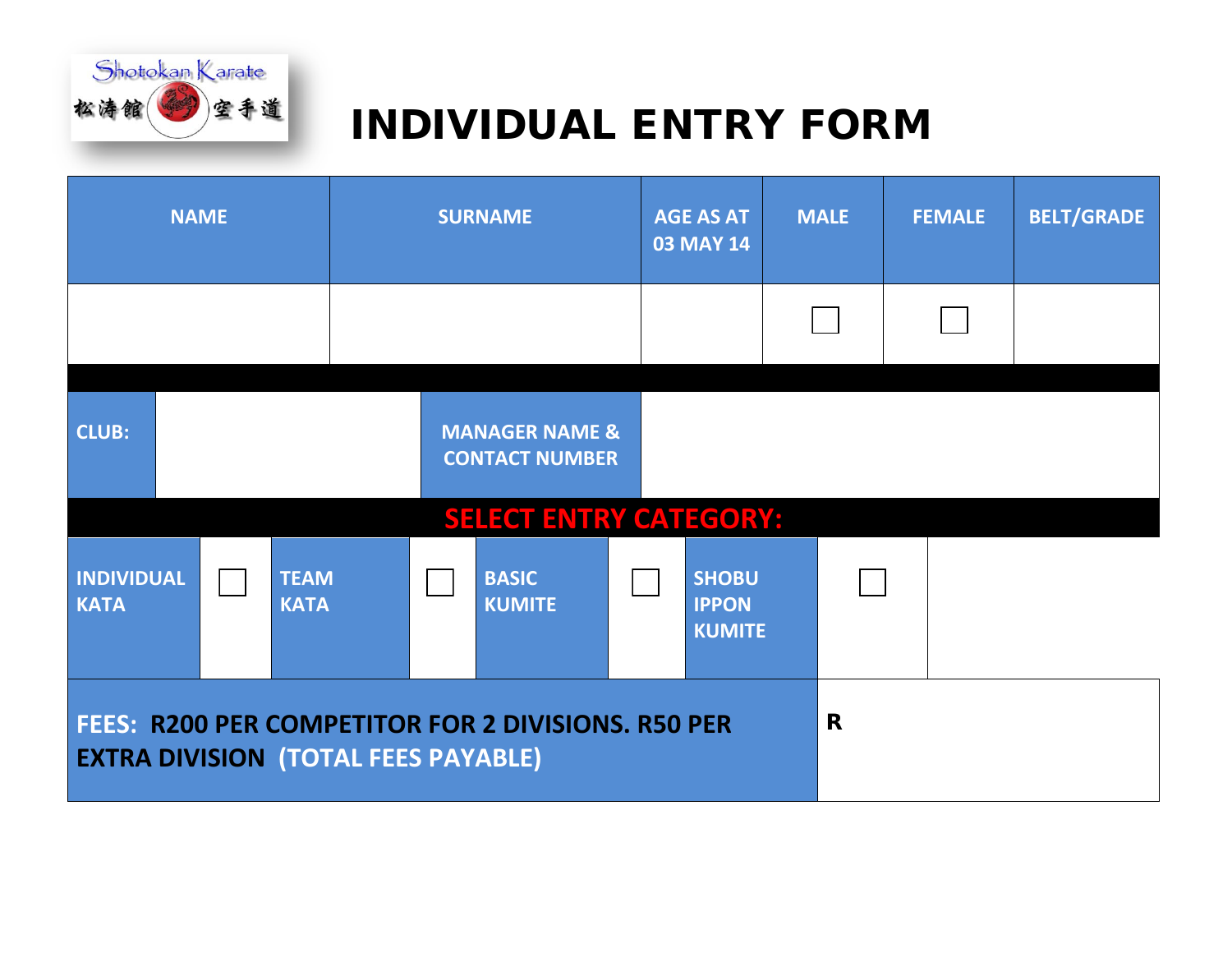Shotokan Karate 松涛館 空手道

# INDIVIDUAL ENTRY FORM

| NAME | SURNAME | AGE AS AT 03 MAY 14 | MALE | FEMALE | BELT/GRADE |
|---|---|---|---|---|---|
| | | | ☐ | ☐ | |

| CLUB: | | MANAGER NAME & CONTACT NUMBER | |
|---|---|---|---|

**SELECT ENTRY CATEGORY:**

| INDIVIDUAL KATA | ☐ | TEAM KATA | ☐ | BASIC KUMITE | ☐ | SHOBU IPPON KUMITE | ☐ | |
|---|---|---|---|---|---|---|---|---|

| FEES: R200 PER COMPETITOR FOR 2 DIVISIONS. R50 PER EXTRA DIVISION (TOTAL FEES PAYABLE) | R |
|---|---|